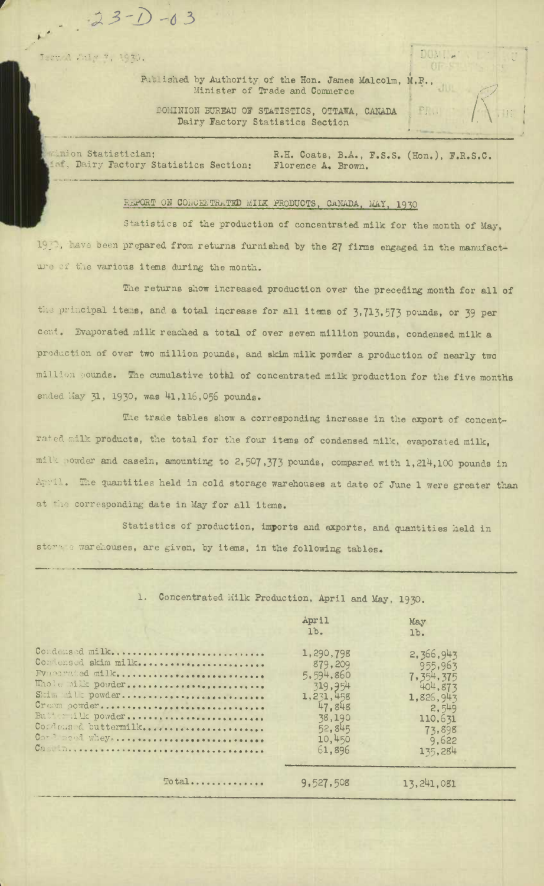23-D-03

Issued July 7, 1930.

Published by Authority of the Hon. James Malcolm, M.P.,
Minister of Trade and Commerce

DOMINION BUREAU OF STATISTICS, OTTAWA, CANADA
Dairy Factory Statistics Section

Dominion Statistician: R.H. Coats, B.A., F.S.S. (Hon.), F.R.S.C.
Chief, Dairy Factory Statistics Section: Florence A. Brown.

## REPORT ON CONCENTRATED MILK PRODUCTS, CANADA, MAY, 1930

Statistics of the production of concentrated milk for the month of May, 1930, have been prepared from returns furnished by the 27 firms engaged in the manufacture of the various items during the month.

The returns show increased production over the preceding month for all of the principal items, and a total increase for all items of 3,713,573 pounds, or 39 per cent. Evaporated milk reached a total of over seven million pounds, condensed milk a production of over two million pounds, and skim milk powder a production of nearly two million pounds. The cumulative total of concentrated milk production for the five months ended May 31, 1930, was 41,116,056 pounds.

The trade tables show a corresponding increase in the export of concentrated milk products, the total for the four items of condensed milk, evaporated milk, milk powder and casein, amounting to 2,507,373 pounds, compared with 1,214,100 pounds in April. The quantities held in cold storage warehouses at date of June 1 were greater than at the corresponding date in May for all items.

Statistics of production, imports and exports, and quantities held in storage warehouses, are given, by items, in the following tables.

1. Concentrated Milk Production, April and May, 1930.

| | April lb. | May lb. |
|---|---|---|
| Condensed milk | 1,290,798 | 2,366,943 |
| Condensed skim milk | 879,209 | 955,963 |
| Evaporated milk | 5,594,860 | 7,354,375 |
| Whole milk powder | 319,954 | 404,873 |
| Skim milk powder | 1,231,458 | 1,826,943 |
| Cream powder | 47,848 | 2,549 |
| Buttermilk powder | 38,190 | 110,631 |
| Condensed buttermilk | 52,845 | 73,898 |
| Condensed whey | 10,450 | 9,622 |
| Casein | 61,896 | 135,284 |
| Total | 9,527,508 | 13,241,081 |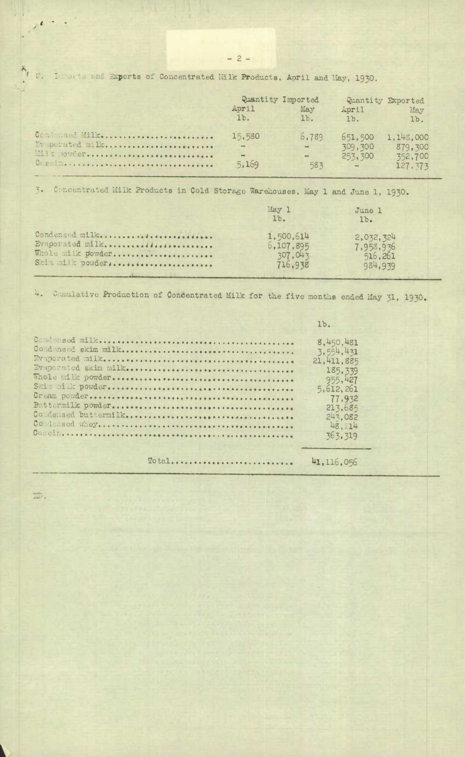2. Imports and Exports of Concentrated Milk Products, April and May, 1930.

| | Quantity Imported | | Quantity Exported | |
|---|---|---|---|---|
| | April | May | April | May |
| | lb. | lb. | lb. | lb. |
| Condensed Milk........................ | 15,580 | 6,789 | 651,500 | 1,148,000 |
| Evaporated milk........................ | - | - | 309,300 | 879,300 |
| Milk powder........................ | - | - | 253,300 | 352,700 |
| Casein........................ | 5,169 | 583 | - | 127,373 |

3. Concentrated Milk Products in Cold Storage Warehouses, May 1 and June 1, 1930.

| | May 1 | June 1 |
|---|---|---|
| | lb. | lb. |
| Condensed milk........................ | 1,500,614 | 2,032,324 |
| Evaporated milk........................ | 6,107,895 | 7,958,936 |
| Whole milk powder........................ | 307,043 | 516,261 |
| Skim milk powder........................ | 716,938 | 984,939 |

4. Cumulative Production of Concentrated Milk for the five months ended May 31, 1930.

| | lb. |
|---|---|
| Condensed milk........................ | 8,450,481 |
| Condensed skim milk........................ | 3,554,431 |
| Evaporated milk........................ | 21,411,885 |
| Evaporated skim milk........................ | 185,339 |
| Whole milk powder........................ | 955,427 |
| Skim milk powder........................ | 5,612,261 |
| Cream powder........................ | 77,932 |
| Buttermilk powder........................ | 213,685 |
| Condensed buttermilk........................ | 243,082 |
| Condensed whey........................ | 48,214 |
| Casein........................ | 363,319 |
| Total........................ | 41,116,056 |

ID.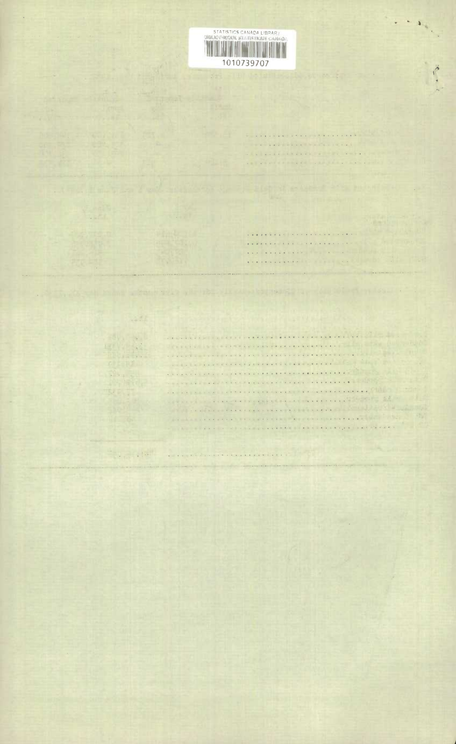STATISTICS CANADA LIBRARY
BIBLIOTHÈQUE STATISTIQUE CANADA

1010739707